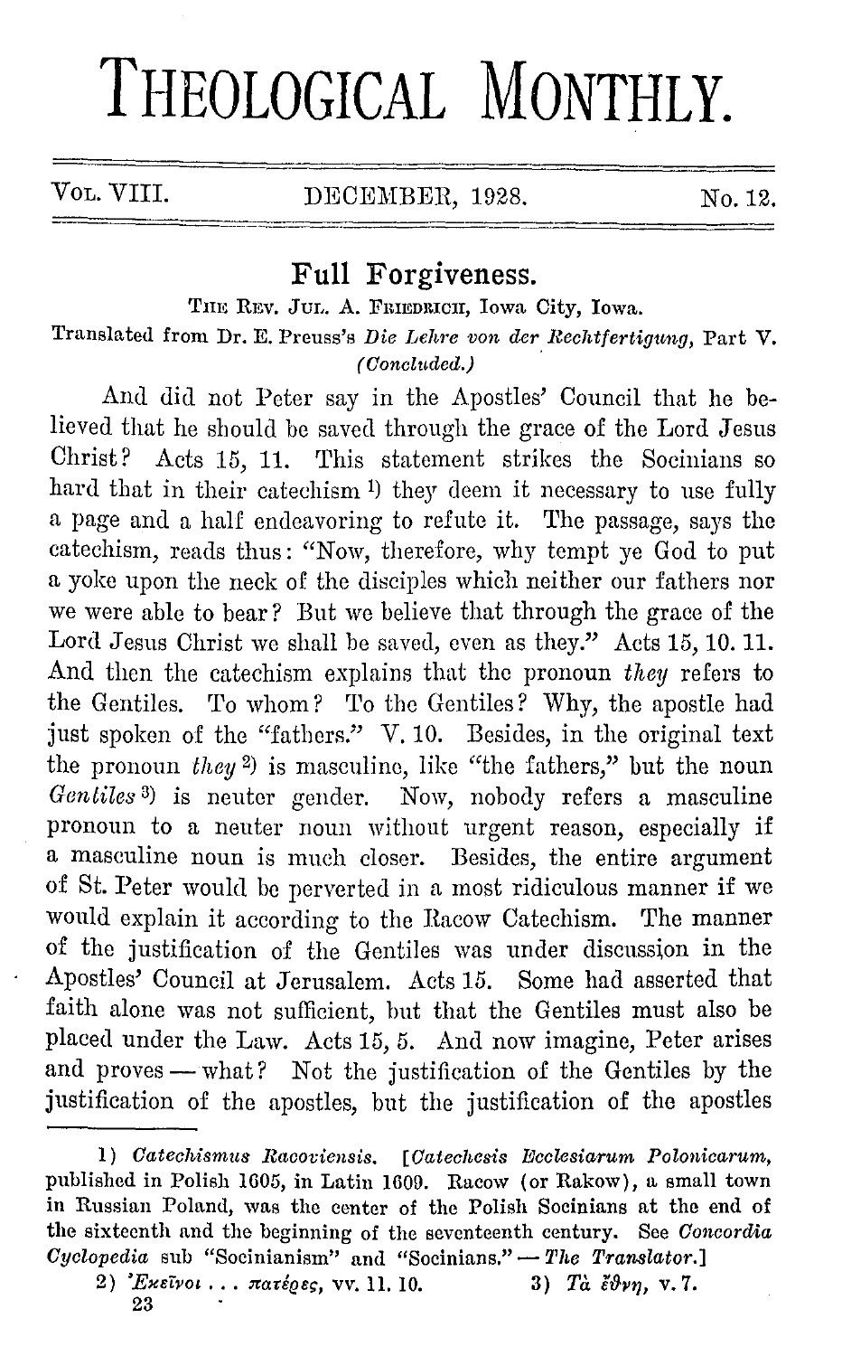# THEOLOGICAL MONTHLY.

VOL. VIII. DECEMBER, 1928. No. 12.

## Full Forgiveness.

THE REV. JUL. A. FRIEDRICH, Iowa City, Iowa.

Translated from Dr. E. Preuss's *Die Lehre von der Rechtfertigung*, Part V.

*(Concluded.)*

And did not Peter say in the Apostles' Council that he believed that he should be saved through the grace of the Lord Jesus Christ? Acts 15, 11. This statement strikes the Socinians so hard that in their catechism [1] they deem it necessary to use fully a page and a half endeavoring to refute it. The passage, says the catechism, reads thus: "Now, therefore, why tempt ye God to put a yoke upon the neck of the disciples which neither our fathers nor we were able to bear? But we believe that through the grace of the Lord Jesus Christ we shall be saved, even as they." Acts 15, 10. 11. And then the catechism explains that the pronoun *they* refers to the Gentiles. To whom? To the Gentiles? Why, the apostle had just spoken of the "fathers." V. 10. Besides, in the original text the pronoun *they* [2] is masculine, like "the fathers," but the noun *Gentiles* [3] is neuter gender. Now, nobody refers a masculine pronoun to a neuter noun without urgent reason, especially if a masculine noun is much closer. Besides, the entire argument of St. Peter would be perverted in a most ridiculous manner if we would explain it according to the Racow Catechism. The manner of the justification of the Gentiles was under discussion in the Apostles' Council at Jerusalem. Acts 15. Some had asserted that faith alone was not sufficient, but that the Gentiles must also be placed under the Law. Acts 15, 5. And now imagine, Peter arises and proves — what? Not the justification of the Gentiles by the justification of the apostles, but the justification of the apostles

---

1) *Catechismus Racoviensis.* [*Catechesis Ecclesiarum Polonicarum*, published in Polish 1605, in Latin 1609. Racow (or Rakow), a small town in Russian Poland, was the center of the Polish Socinians at the end of the sixteenth century. See *Concordia Cyclopedia* sub "Socinianism" and "Socinians." — *The Translator.*]

2) *Ἐκεῖνοι . . . πατέρες*, vv. 11. 10.

3) *Τὰ ἔθνη*, v. 7.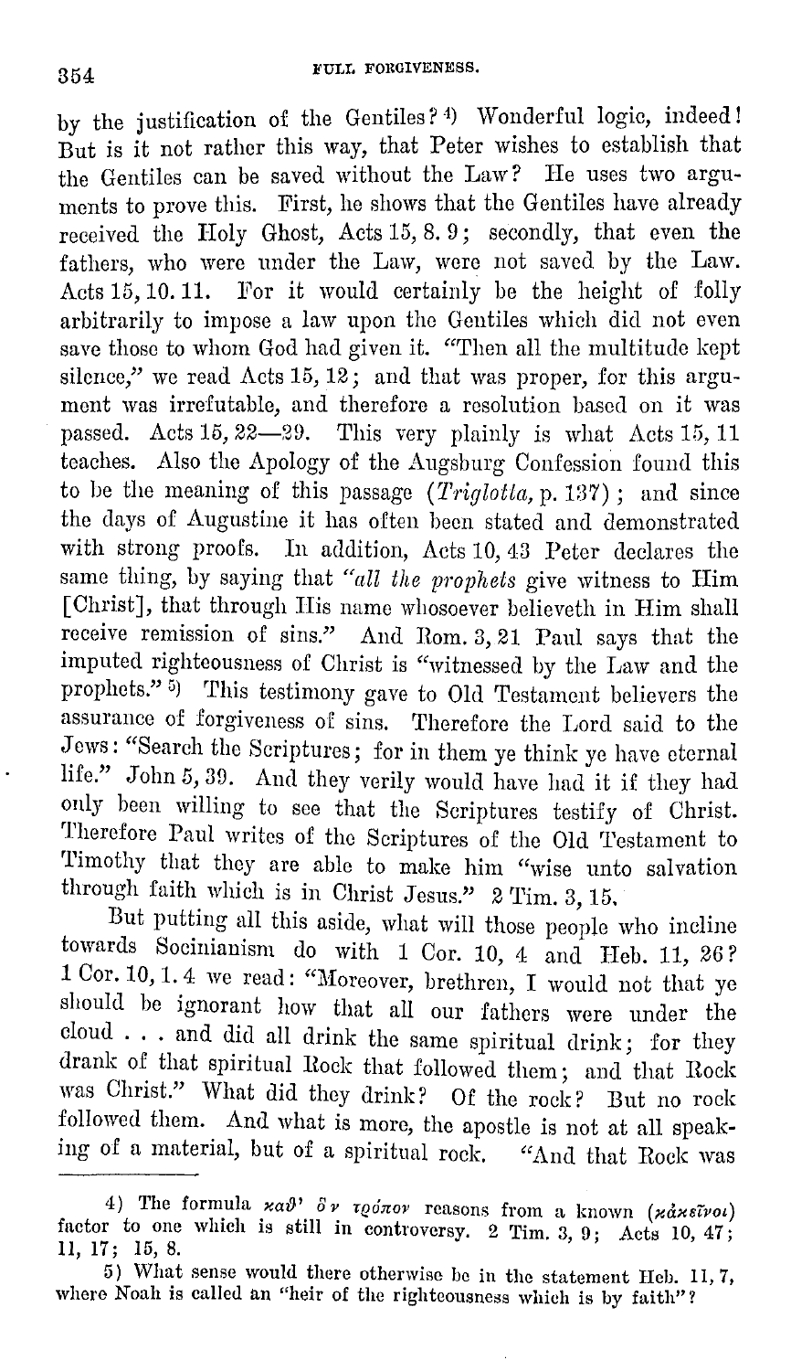by the justification of the Gentiles? [4] Wonderful logic, indeed! But is it not rather this way, that Peter wishes to establish that the Gentiles can be saved without the Law? He uses two arguments to prove this. First, he shows that the Gentiles have already received the Holy Ghost, Acts 15, 8. 9; secondly, that even the fathers, who were under the Law, were not saved by the Law. Acts 15, 10. 11. For it would certainly be the height of folly arbitrarily to impose a law upon the Gentiles which did not even save those to whom God had given it. "Then all the multitude kept silence," we read Acts 15, 12; and that was proper, for this argument was irrefutable, and therefore a resolution based on it was passed. Acts 15, 22—29. This very plainly is what Acts 15, 11 teaches. Also the Apology of the Augsburg Confession found this to be the meaning of this passage (*Triglotta*, p. 137); and since the days of Augustine it has often been stated and demonstrated with strong proofs. In addition, Acts 10, 43 Peter declares the same thing, by saying that *"all the prophets* give witness to Him [Christ], that through His name whosoever believeth in Him shall receive remission of sins." And Rom. 3, 21 Paul says that the imputed righteousness of Christ is "witnessed by the Law and the prophets." [5] This testimony gave to Old Testament believers the assurance of forgiveness of sins. Therefore the Lord said to the Jews: "Search the Scriptures; for in them ye think ye have eternal life." John 5, 39. And they verily would have had it if they had only been willing to see that the Scriptures testify of Christ. Therefore Paul writes of the Scriptures of the Old Testament to Timothy that they are able to make him "wise unto salvation through faith which is in Christ Jesus." 2 Tim. 3, 15.

But putting all this aside, what will those people who incline towards Socinianism do with 1 Cor. 10, 4 and Heb. 11, 26? 1 Cor. 10, 1. 4 we read: "Moreover, brethren, I would not that ye should be ignorant how that all our fathers were under the cloud . . . and did all drink the same spiritual drink; for they drank of that spiritual Rock that followed them; and that Rock was Christ." What did they drink? Of the rock? But no rock followed them. And what is more, the apostle is not at all speaking of a material, but of a spiritual rock. "And that Rock was

---

4) The formula καθ' ὃν τρόπον reasons from a known (κἀκεῖνοι) factor to one which is still in controversy. 2 Tim. 3, 9; Acts 10, 47; 11, 17; 15, 8.

5) What sense would there otherwise be in the statement Heb. 11, 7, where Noah is called an "heir of the righteousness which is by faith"?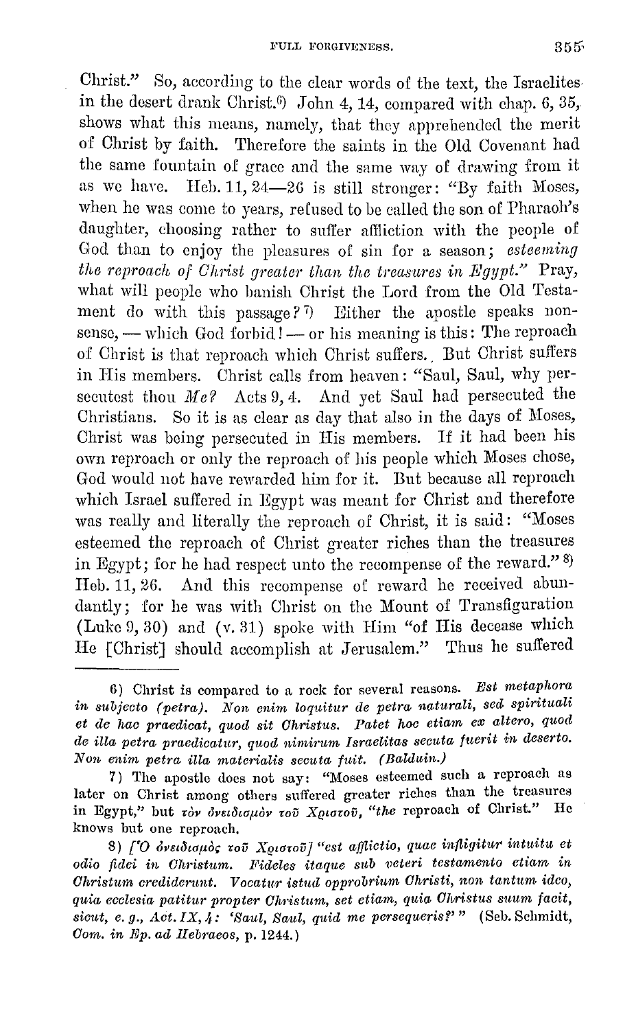Christ." So, according to the clear words of the text, the Israelites in the desert drank Christ.[6] John 4, 14, compared with chap. 6, 35, shows what this means, namely, that they apprehended the merit of Christ by faith. Therefore the saints in the Old Covenant had the same fountain of grace and the same way of drawing from it as we have. Heb. 11, 24—26 is still stronger: "By faith Moses, when he was come to years, refused to be called the son of Pharaoh's daughter, choosing rather to suffer affliction with the people of God than to enjoy the pleasures of sin for a season; *esteeming the reproach of Christ greater than the treasures in Egypt.*" Pray, what will people who banish Christ the Lord from the Old Testament do with this passage?[7] Either the apostle speaks nonsense, — which God forbid! — or his meaning is this: The reproach of Christ is that reproach which Christ suffers. But Christ suffers in His members. Christ calls from heaven: "Saul, Saul, why persecutest thou *Me?* Acts 9, 4. And yet Saul had persecuted the Christians. So it is as clear as day that also in the days of Moses, Christ was being persecuted in His members. If it had been his own reproach or only the reproach of his people which Moses chose, God would not have rewarded him for it. But because all reproach which Israel suffered in Egypt was meant for Christ and therefore was really and literally the reproach of Christ, it is said: "Moses esteemed the reproach of Christ greater riches than the treasures in Egypt; for he had respect unto the recompense of the reward."[8] Heb. 11, 26. And this recompense of reward he received abundantly; for he was with Christ on the Mount of Transfiguration (Luke 9, 30) and (v. 31) spoke with Him "of His decease which He [Christ] should accomplish at Jerusalem." Thus he suffered

---

6) Christ is compared to a rock for several reasons. *Est metaphora in subjecto (petra). Non enim loquitur de petra naturali, sed spirituali et de hac praedicat, quod sit Christus. Patet hoc etiam ex altero, quod de illa petra praedicatur, quod nimirum Israelitas secuta fuerit in deserto. Non enim petra illa materialis secuta fuit. (Balduin.)*

7) The apostle does not say: "Moses esteemed such a reproach as later on Christ among others suffered greater riches than the treasures in Egypt," but τὸν ὀνειδισμὸν τοῦ Χριστοῦ, "*the* reproach of Christ." He knows but one reproach.

8) *[Ὁ ὀνειδισμὸς τοῦ Χριστοῦ] "est afflictio, quae infligitur intuitu et odio fidei in Christum. Fideles itaque sub veteri testamento etiam in Christum crediderunt. Vocatur istud opprobrium Christi, non tantum ideo, quia ecclesia patitur propter Christum, set etiam, quia Christus suum facit, sicut, e. g., Act. IX, 4: 'Saul, Saul, quid me persequeris?'"* (Seb. Schmidt, *Com. in Ep. ad Hebraeos*, p. 1244.)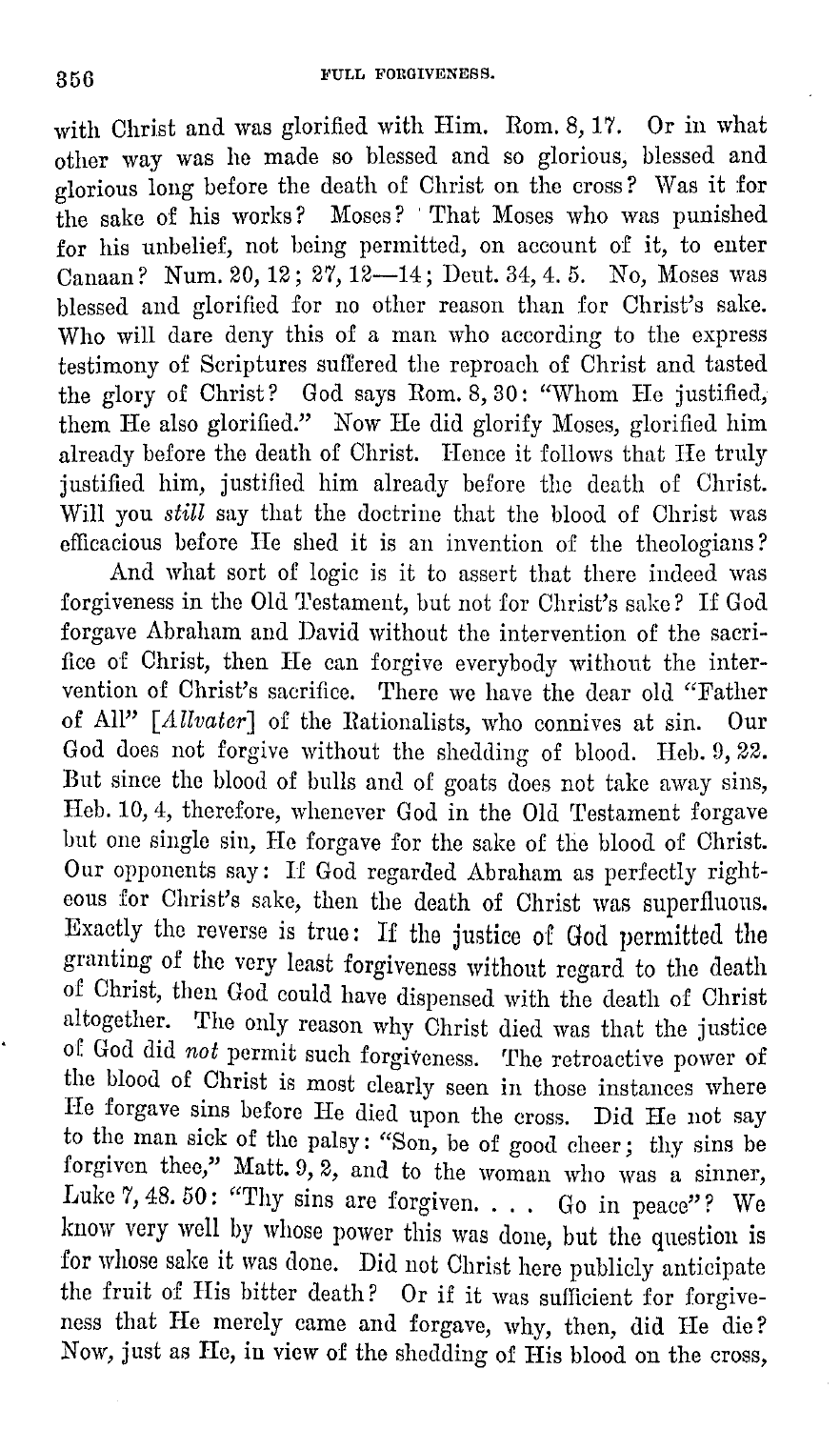with Christ and was glorified with Him. Rom. 8, 17. Or in what other way was he made so blessed and so glorious, blessed and glorious long before the death of Christ on the cross? Was it for the sake of his works? Moses? That Moses who was punished for his unbelief, not being permitted, on account of it, to enter Canaan? Num. 20, 12; 27, 12—14; Deut. 34, 4. 5. No, Moses was blessed and glorified for no other reason than for Christ's sake. Who will dare deny this of a man who according to the express testimony of Scriptures suffered the reproach of Christ and tasted the glory of Christ? God says Rom. 8, 30: "Whom He justified, them He also glorified." Now He did glorify Moses, glorified him already before the death of Christ. Hence it follows that He truly justified him, justified him already before the death of Christ. Will you *still* say that the doctrine that the blood of Christ was efficacious before He shed it is an invention of the theologians?

And what sort of logic is it to assert that there indeed was forgiveness in the Old Testament, but not for Christ's sake? If God forgave Abraham and David without the intervention of the sacrifice of Christ, then He can forgive everybody without the intervention of Christ's sacrifice. There we have the dear old "Father of All" [*Allvater*] of the Rationalists, who connives at sin. Our God does not forgive without the shedding of blood. Heb. 9, 22. But since the blood of bulls and of goats does not take away sins, Heb. 10, 4, therefore, whenever God in the Old Testament forgave but one single sin, He forgave for the sake of the blood of Christ. Our opponents say: If God regarded Abraham as perfectly righteous for Christ's sake, then the death of Christ was superfluous. Exactly the reverse is true: If the justice of God permitted the granting of the very least forgiveness without regard to the death of Christ, then God could have dispensed with the death of Christ altogether. The only reason why Christ died was that the justice of God did *not* permit such forgiveness. The retroactive power of the blood of Christ is most clearly seen in those instances where He forgave sins before He died upon the cross. Did He not say to the man sick of the palsy: "Son, be of good cheer; thy sins be forgiven thee," Matt. 9, 2, and to the woman who was a sinner, Luke 7, 48. 50: "Thy sins are forgiven. . . . Go in peace"? We know very well by whose power this was done, but the question is for whose sake it was done. Did not Christ here publicly anticipate the fruit of His bitter death? Or if it was sufficient for forgiveness that He merely came and forgave, why, then, did He die? Now, just as He, in view of the shedding of His blood on the cross,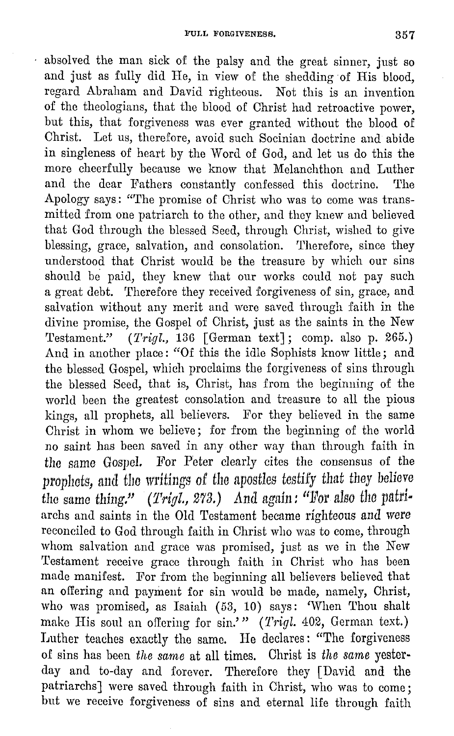absolved the man sick of the palsy and the great sinner, just so and just as fully did He, in view of the shedding of His blood, regard Abraham and David righteous. Not this is an invention of the theologians, that the blood of Christ had retroactive power, but this, that forgiveness was ever granted without the blood of Christ. Let us, therefore, avoid such Socinian doctrine and abide in singleness of heart by the Word of God, and let us do this the more cheerfully because we know that Melanchthon and Luther and the dear Fathers constantly confessed this doctrine. The Apology says: "The promise of Christ who was to come was transmitted from one patriarch to the other, and they knew and believed that God through the blessed Seed, through Christ, wished to give blessing, grace, salvation, and consolation. Therefore, since they understood that Christ would be the treasure by which our sins should be paid, they knew that our works could not pay such a great debt. Therefore they received forgiveness of sin, grace, and salvation without any merit and were saved through faith in the divine promise, the Gospel of Christ, just as the saints in the New Testament." (*Trigl.*, 136 [German text]; comp. also p. 265.) And in another place: "Of this the idle Sophists know little; and the blessed Gospel, which proclaims the forgiveness of sins through the blessed Seed, that is, Christ, has from the beginning of the world been the greatest consolation and treasure to all the pious kings, all prophets, all believers. For they believed in the same Christ in whom we believe; for from the beginning of the world no saint has been saved in any other way than through faith in the same Gospel. For Peter clearly cites the consensus of the prophets, and the writings of the apostles testify that they believe the same thing." (*Trigl.*, 273.) And again: "For also the patriarchs and saints in the Old Testament became righteous and were reconciled to God through faith in Christ who was to come, through whom salvation and grace was promised, just as we in the New Testament receive grace through faith in Christ who has been made manifest. For from the beginning all believers believed that an offering and payment for sin would be made, namely, Christ, who was promised, as Isaiah (53, 10) says: 'When Thou shalt make His soul an offering for sin.'" (*Trigl.* 402, German text.) Luther teaches exactly the same. He declares: "The forgiveness of sins has been *the same* at all times. Christ is *the same* yesterday and to-day and forever. Therefore they [David and the patriarchs] were saved through faith in Christ, who was to come; but we receive forgiveness of sins and eternal life through faith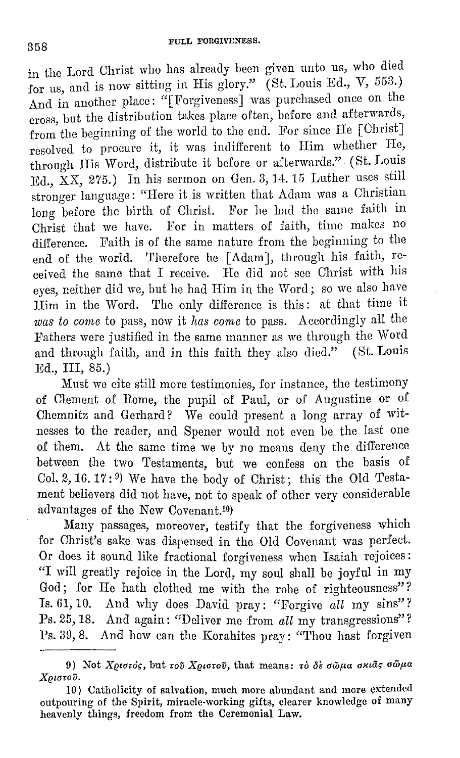in the Lord Christ who has already been given unto us, who died for us, and is now sitting in His glory." (St. Louis Ed., V, 553.) And in another place: "[Forgiveness] was purchased once on the cross, but the distribution takes place often, before and afterwards, from the beginning of the world to the end. For since He [Christ] resolved to procure it, it was indifferent to Him whether He, through His Word, distribute it before or afterwards." (St. Louis Ed., XX, 275.) In his sermon on Gen. 3, 14. 15 Luther uses still stronger language: "Here it is written that Adam was a Christian long before the birth of Christ. For he had the same faith in Christ that we have. For in matters of faith, time makes no difference. Faith is of the same nature from the beginning to the end of the world. Therefore he [Adam], through his faith, received the same that I receive. He did not see Christ with his eyes, neither did we, but he had Him in the Word; so we also have Him in the Word. The only difference is this: at that time it *was to come* to pass, now it *has come* to pass. Accordingly all the Fathers were justified in the same manner as we through the Word and through faith, and in this faith they also died." (St. Louis Ed., III, 85.)

Must we cite still more testimonies, for instance, the testimony of Clement of Rome, the pupil of Paul, or of Augustine or of Chemnitz and Gerhard? We could present a long array of witnesses to the reader, and Spener would not even be the last one of them. At the same time we by no means deny the difference between the two Testaments, but we confess on the basis of Col. 2, 16. 17:[9] We have the body of Christ; this the Old Testament believers did not have, not to speak of other very considerable advantages of the New Covenant.[10]

Many passages, moreover, testify that the forgiveness which for Christ's sake was dispensed in the Old Covenant was perfect. Or does it sound like fractional forgiveness when Isaiah rejoices: "I will greatly rejoice in the Lord, my soul shall be joyful in my God; for He hath clothed me with the robe of righteousness"? Is. 61, 10. And why does David pray: "Forgive *all* my sins"? Ps. 25, 18. And again: "Deliver me from *all* my transgressions"? Ps. 39, 8. And how can the Korahites pray: "Thou hast forgiven

---

9) Not Χριστός, but τοῦ Χριστοῦ, that means: τὸ δὲ σῶμα σκιᾶς σῶμα Χριστοῦ.

10) Catholicity of salvation, much more abundant and more extended outpouring of the Spirit, miracle-working gifts, clearer knowledge of many heavenly things, freedom from the Ceremonial Law.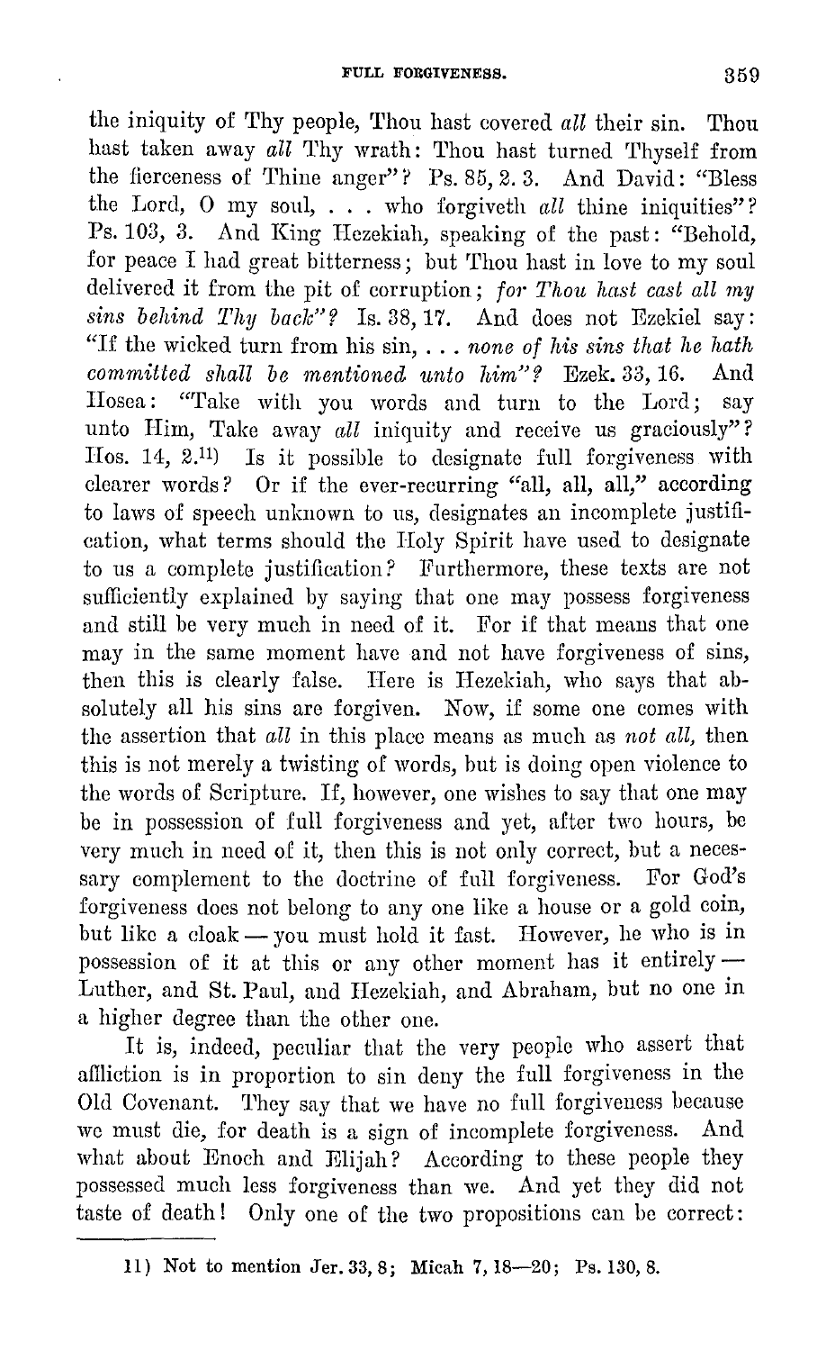the iniquity of Thy people, Thou hast covered *all* their sin. Thou hast taken away *all* Thy wrath: Thou hast turned Thyself from the fierceness of Thine anger"? Ps. 85, 2. 3. And David: "Bless the Lord, O my soul, . . . who forgiveth *all* thine iniquities"? Ps. 103, 3. And King Hezekiah, speaking of the past: "Behold, for peace I had great bitterness; but Thou hast in love to my soul delivered it from the pit of corruption; *for Thou hast cast all my sins behind Thy back*"? Is. 38, 17. And does not Ezekiel say: "If the wicked turn from his sin, . . . *none of his sins that he hath committed shall be mentioned unto him*"? Ezek. 33, 16. And Hosea: "Take with you words and turn to the Lord; say unto Him, Take away *all* iniquity and receive us graciously"? Hos. 14, 2.[11] Is it possible to designate full forgiveness with clearer words? Or if the ever-recurring "all, all, all," according to laws of speech unknown to us, designates an incomplete justification, what terms should the Holy Spirit have used to designate to us a complete justification? Furthermore, these texts are not sufficiently explained by saying that one may possess forgiveness and still be very much in need of it. For if that means that one may in the same moment have and not have forgiveness of sins, then this is clearly false. Here is Hezekiah, who says that absolutely all his sins are forgiven. Now, if some one comes with the assertion that *all* in this place means as much as *not all*, then this is not merely a twisting of words, but is doing open violence to the words of Scripture. If, however, one wishes to say that one may be in possession of full forgiveness and yet, after two hours, be very much in need of it, then this is not only correct, but a necessary complement to the doctrine of full forgiveness. For God's forgiveness does not belong to any one like a house or a gold coin, but like a cloak — you must hold it fast. However, he who is in possession of it at this or any other moment has it entirely — Luther, and St. Paul, and Hezekiah, and Abraham, but no one in a higher degree than the other one.

It is, indeed, peculiar that the very people who assert that affliction is in proportion to sin deny the full forgiveness in the Old Covenant. They say that we have no full forgiveness because we must die, for death is a sign of incomplete forgiveness. And what about Enoch and Elijah? According to these people they possessed much less forgiveness than we. And yet they did not taste of death! Only one of the two propositions can be correct:

---

11) Not to mention Jer. 33, 8; Micah 7, 18—20; Ps. 130, 8.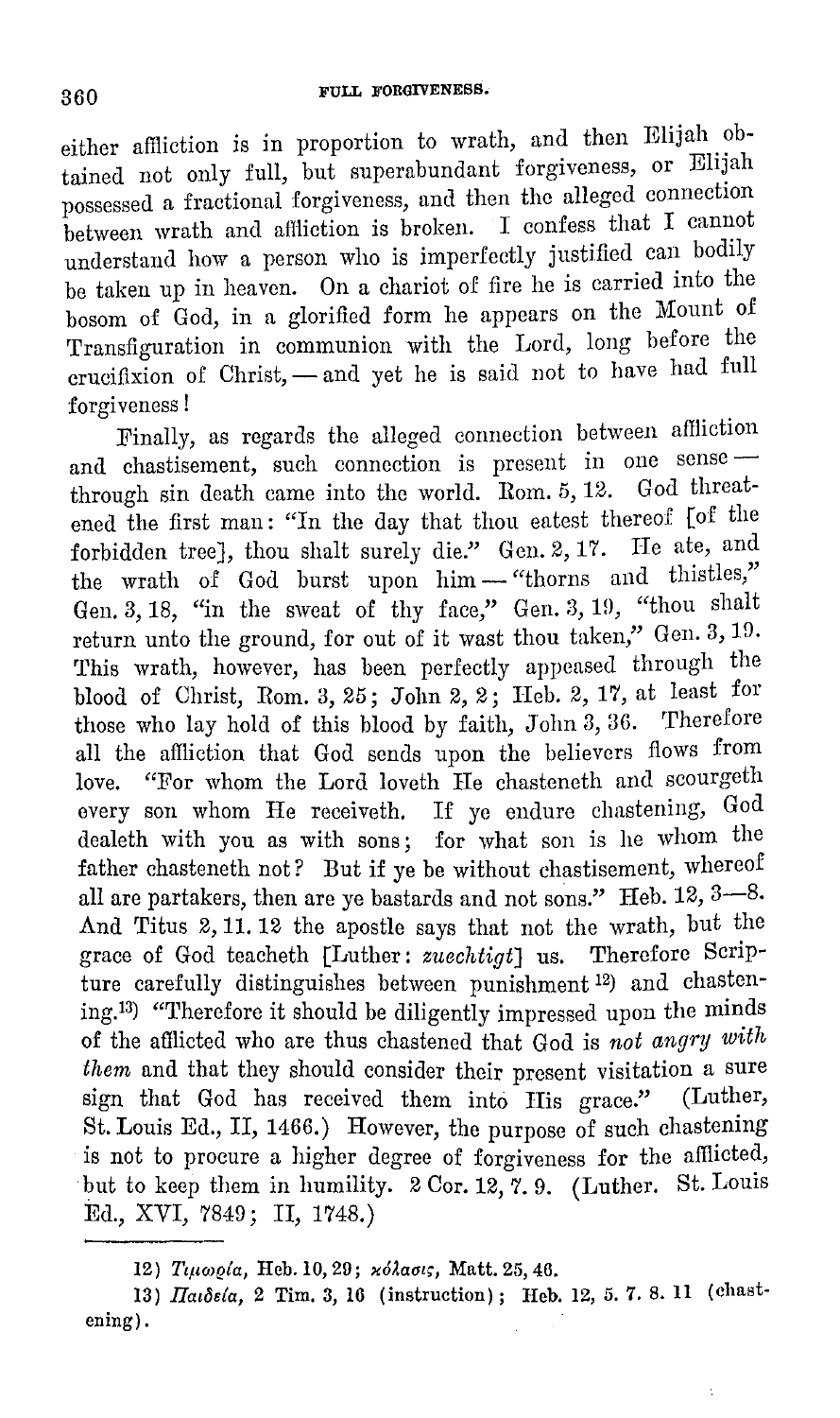either affliction is in proportion to wrath, and then Elijah obtained not only full, but superabundant forgiveness, or Elijah possessed a fractional forgiveness, and then the alleged connection between wrath and affliction is broken. I confess that I cannot understand how a person who is imperfectly justified can bodily be taken up in heaven. On a chariot of fire he is carried into the bosom of God, in a glorified form he appears on the Mount of Transfiguration in communion with the Lord, long before the crucifixion of Christ, — and yet he is said not to have had full forgiveness!

Finally, as regards the alleged connection between affliction and chastisement, such connection is present in one sense — through sin death came into the world. Rom. 5, 12. God threatened the first man: "In the day that thou eatest thereof [of the forbidden tree], thou shalt surely die." Gen. 2, 17. He ate, and the wrath of God burst upon him — "thorns and thistles," Gen. 3, 18, "in the sweat of thy face," Gen. 3, 19, "thou shalt return unto the ground, for out of it wast thou taken," Gen. 3, 19. This wrath, however, has been perfectly appeased through the blood of Christ, Rom. 3, 25; John 2, 2; Heb. 2, 17, at least for those who lay hold of this blood by faith, John 3, 36. Therefore all the affliction that God sends upon the believers flows from love. "For whom the Lord loveth He chasteneth and scourgeth every son whom He receiveth. If ye endure chastening, God dealeth with you as with sons; for what son is he whom the father chasteneth not? But if ye be without chastisement, whereof all are partakers, then are ye bastards and not sons." Heb. 12, 3—8. And Titus 2, 11. 12 the apostle says that not the wrath, but the grace of God teacheth [Luther: *zuechtigt*] us. Therefore Scripture carefully distinguishes between punishment [12] and chastening.[13] "Therefore it should be diligently impressed upon the minds of the afflicted who are thus chastened that God is *not angry with them* and that they should consider their present visitation a sure sign that God has received them into His grace." (Luther, St. Louis Ed., II, 1466.) However, the purpose of such chastening is not to procure a higher degree of forgiveness for the afflicted, but to keep them in humility. 2 Cor. 12, 7. 9. (Luther. St. Louis Ed., XVI, 7849; II, 1748.)

---

12) Τιμωρία, Heb. 10, 29; κόλασις, Matt. 25, 46.

13) Παιδεία, 2 Tim. 3, 16 (instruction); Heb. 12, 5. 7. 8. 11 (chastening).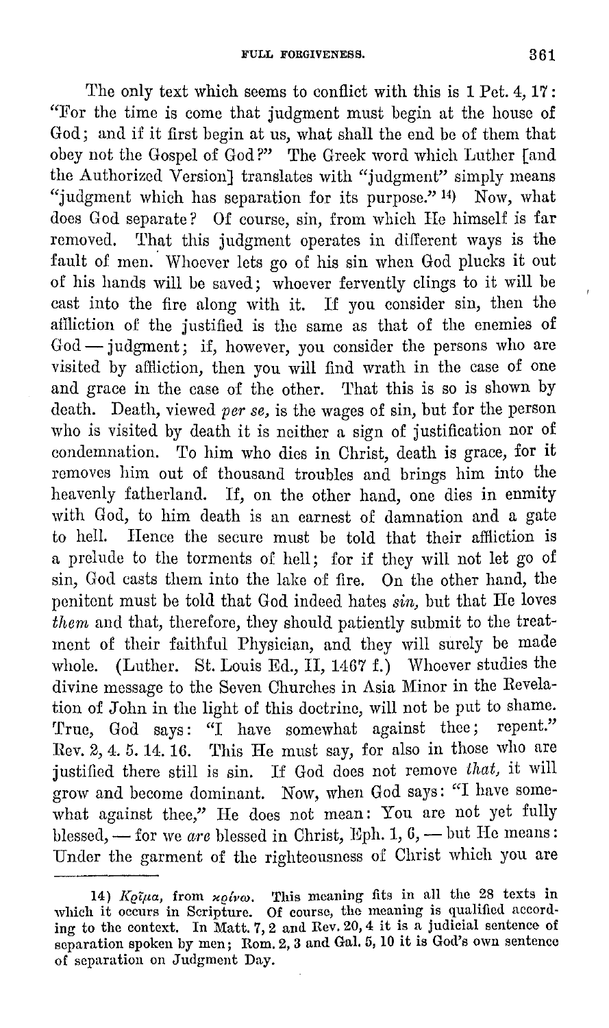The only text which seems to conflict with this is 1 Pet. 4, 17: "For the time is come that judgment must begin at the house of God; and if it first begin at us, what shall the end be of them that obey not the Gospel of God?" The Greek word which Luther [and the Authorized Version] translates with "judgment" simply means "judgment which has separation for its purpose." 14) Now, what does God separate? Of course, sin, from which He himself is far removed. That this judgment operates in different ways is the fault of men. Whoever lets go of his sin when God plucks it out of his hands will be saved; whoever fervently clings to it will be cast into the fire along with it. If you consider sin, then the affliction of the justified is the same as that of the enemies of God — judgment; if, however, you consider the persons who are visited by affliction, then you will find wrath in the case of one and grace in the case of the other. That this is so is shown by death. Death, viewed *per se*, is the wages of sin, but for the person who is visited by death it is neither a sign of justification nor of condemnation. To him who dies in Christ, death is grace, for it removes him out of thousand troubles and brings him into the heavenly fatherland. If, on the other hand, one dies in enmity with God, to him death is an earnest of damnation and a gate to hell. Hence the secure must be told that their affliction is a prelude to the torments of hell; for if they will not let go of sin, God casts them into the lake of fire. On the other hand, the penitent must be told that God indeed hates *sin*, but that He loves *them* and that, therefore, they should patiently submit to the treatment of their faithful Physician, and they will surely be made whole. (Luther. St. Louis Ed., II, 1467 f.) Whoever studies the divine message to the Seven Churches in Asia Minor in the Revelation of John in the light of this doctrine, will not be put to shame. True, God says: "I have somewhat against thee; repent." Rev. 2, 4. 5. 14. 16. This He must say, for also in those who are justified there still is sin. If God does not remove *that*, it will grow and become dominant. Now, when God says: "I have somewhat against thee," He does not mean: You are not yet fully blessed, — for we *are* blessed in Christ, Eph. 1, 6, — but He means: Under the garment of the righteousness of Christ which you are

---

14) Κρῖμα, from κρίνω. This meaning fits in all the 28 texts in which it occurs in Scripture. Of course, the meaning is qualified according to the context. In Matt. 7, 2 and Rev. 20, 4 it is a judicial sentence of separation spoken by men; Rom. 2, 3 and Gal. 5, 10 it is God's own sentence of separation on Judgment Day.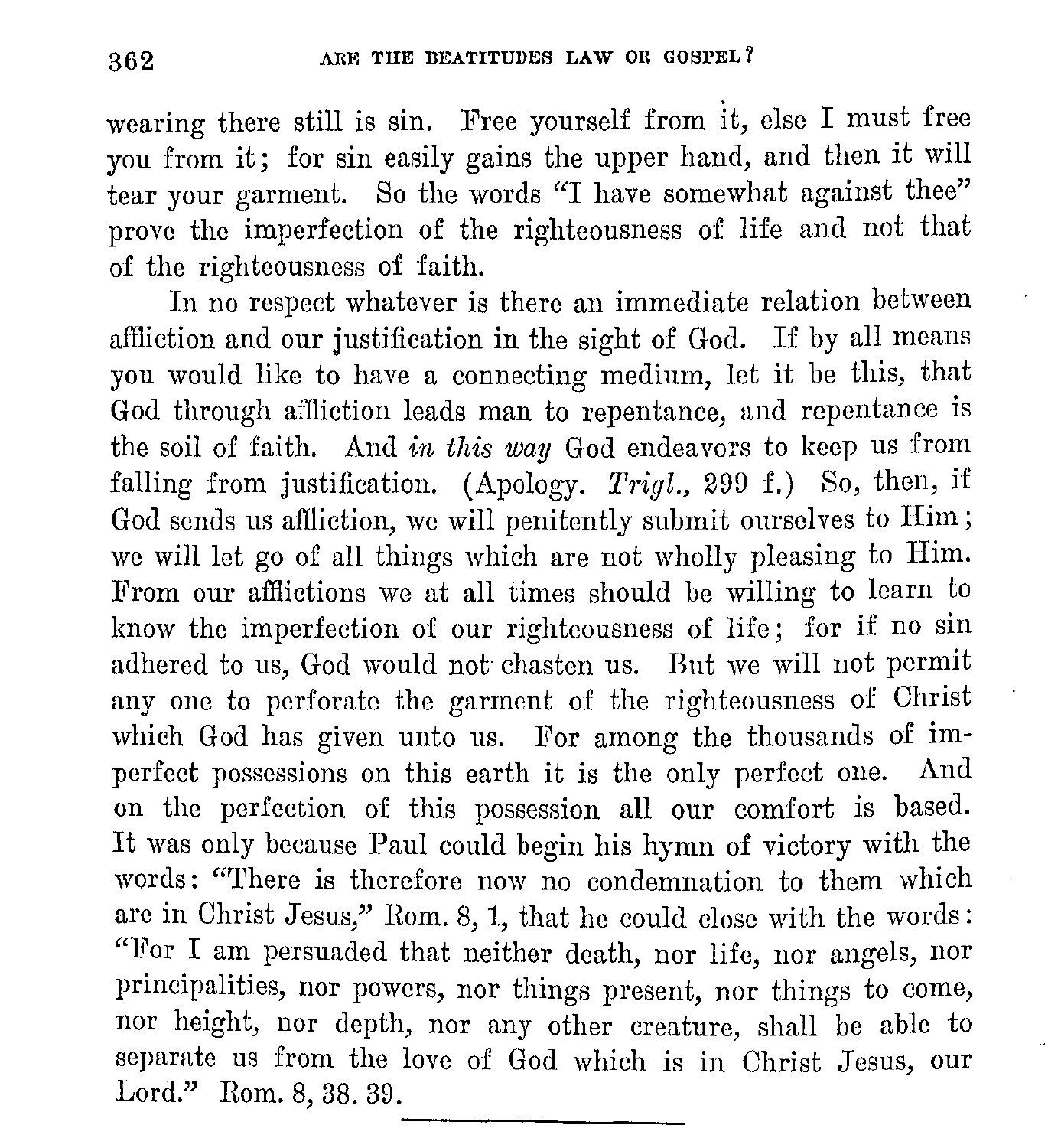wearing there still is sin. Free yourself from it, else I must free you from it; for sin easily gains the upper hand, and then it will tear your garment. So the words "I have somewhat against thee" prove the imperfection of the righteousness of life and not that of the righteousness of faith.

In no respect whatever is there an immediate relation between affliction and our justification in the sight of God. If by all means you would like to have a connecting medium, let it be this, that God through affliction leads man to repentance, and repentance is the soil of faith. And *in this way* God endeavors to keep us from falling from justification. (Apology. *Trigl.*, 299 f.) So, then, if God sends us affliction, we will penitently submit ourselves to Him; we will let go of all things which are not wholly pleasing to Him. From our afflictions we at all times should be willing to learn to know the imperfection of our righteousness of life; for if no sin adhered to us, God would not chasten us. But we will not permit any one to perforate the garment of the righteousness of Christ which God has given unto us. For among the thousands of imperfect possessions on this earth it is the only perfect one. And on the perfection of this possession all our comfort is based. It was only because Paul could begin his hymn of victory with the words: "There is therefore now no condemnation to them which are in Christ Jesus," Rom. 8, 1, that he could close with the words: "For I am persuaded that neither death, nor life, nor angels, nor principalities, nor powers, nor things present, nor things to come, nor height, nor depth, nor any other creature, shall be able to separate us from the love of God which is in Christ Jesus, our Lord." Rom. 8, 38. 39.

---